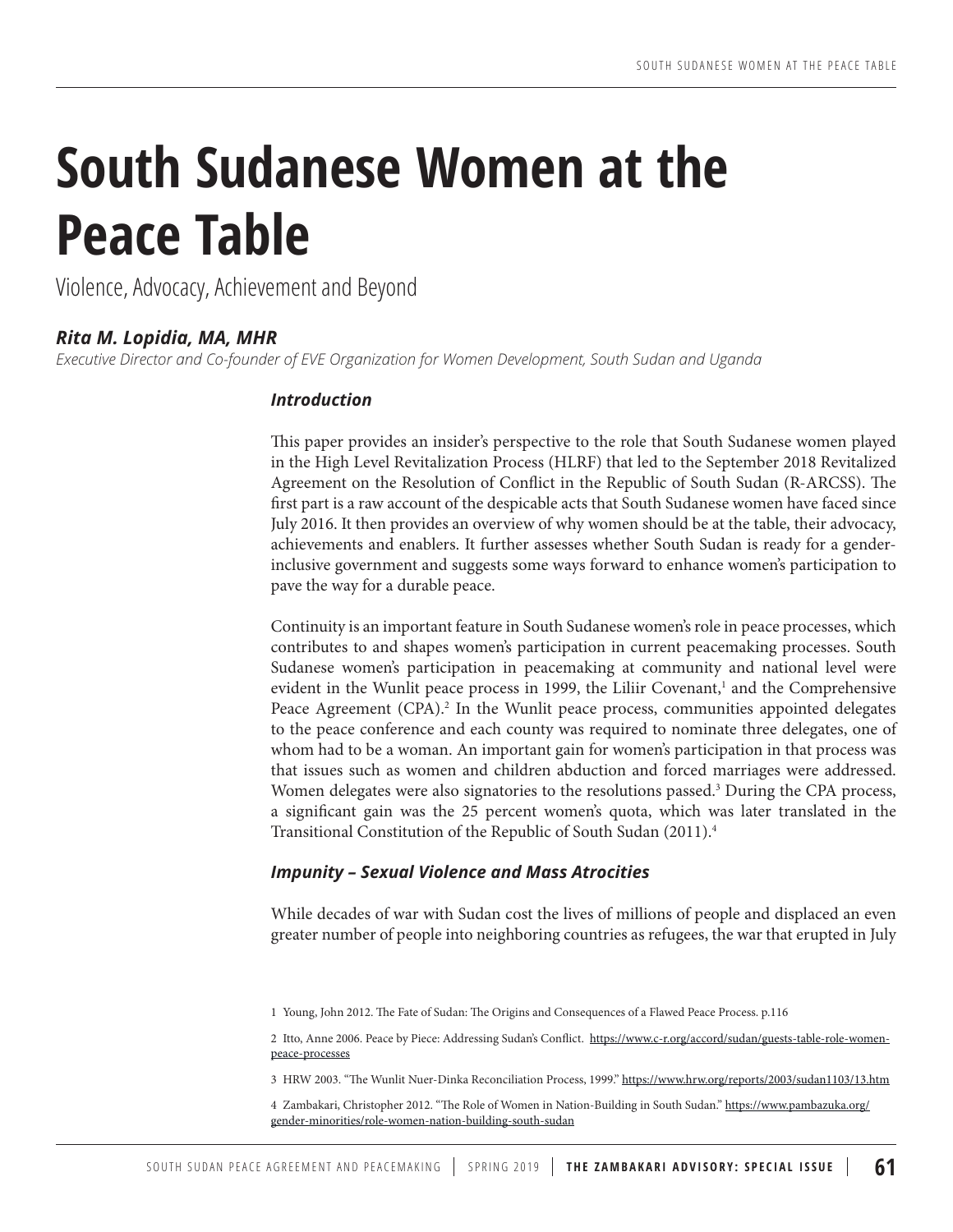# South Sudanese Women at the Peace Table

Violence, Advocacy, Achievement and Beyond

***Rita M. Lopidia, MA, MHR***

*Executive Director and Co-founder of EVE Organization for Women Development, South Sudan and Uganda*

### *Introduction*

This paper provides an insider's perspective to the role that South Sudanese women played in the High Level Revitalization Process (HLRF) that led to the September 2018 Revitalized Agreement on the Resolution of Conflict in the Republic of South Sudan (R-ARCSS). The first part is a raw account of the despicable acts that South Sudanese women have faced since July 2016. It then provides an overview of why women should be at the table, their advocacy, achievements and enablers. It further assesses whether South Sudan is ready for a gender-inclusive government and suggests some ways forward to enhance women's participation to pave the way for a durable peace.

Continuity is an important feature in South Sudanese women's role in peace processes, which contributes to and shapes women's participation in current peacemaking processes. South Sudanese women's participation in peacemaking at community and national level were evident in the Wunlit peace process in 1999, the Liliir Covenant,[1] and the Comprehensive Peace Agreement (CPA).[2] In the Wunlit peace process, communities appointed delegates to the peace conference and each county was required to nominate three delegates, one of whom had to be a woman. An important gain for women's participation in that process was that issues such as women and children abduction and forced marriages were addressed. Women delegates were also signatories to the resolutions passed.[3] During the CPA process, a significant gain was the 25 percent women's quota, which was later translated in the Transitional Constitution of the Republic of South Sudan (2011).[4]

### *Impunity – Sexual Violence and Mass Atrocities*

While decades of war with Sudan cost the lives of millions of people and displaced an even greater number of people into neighboring countries as refugees, the war that erupted in July

---

1 Young, John 2012. The Fate of Sudan: The Origins and Consequences of a Flawed Peace Process. p.116

2 Itto, Anne 2006. Peace by Piece: Addressing Sudan's Conflict. https://www.c-r.org/accord/sudan/guests-table-role-women-peace-processes

3 HRW 2003. "The Wunlit Nuer-Dinka Reconciliation Process, 1999." https://www.hrw.org/reports/2003/sudan1103/13.htm

4 Zambakari, Christopher 2012. "The Role of Women in Nation-Building in South Sudan." https://www.pambazuka.org/gender-minorities/role-women-nation-building-south-sudan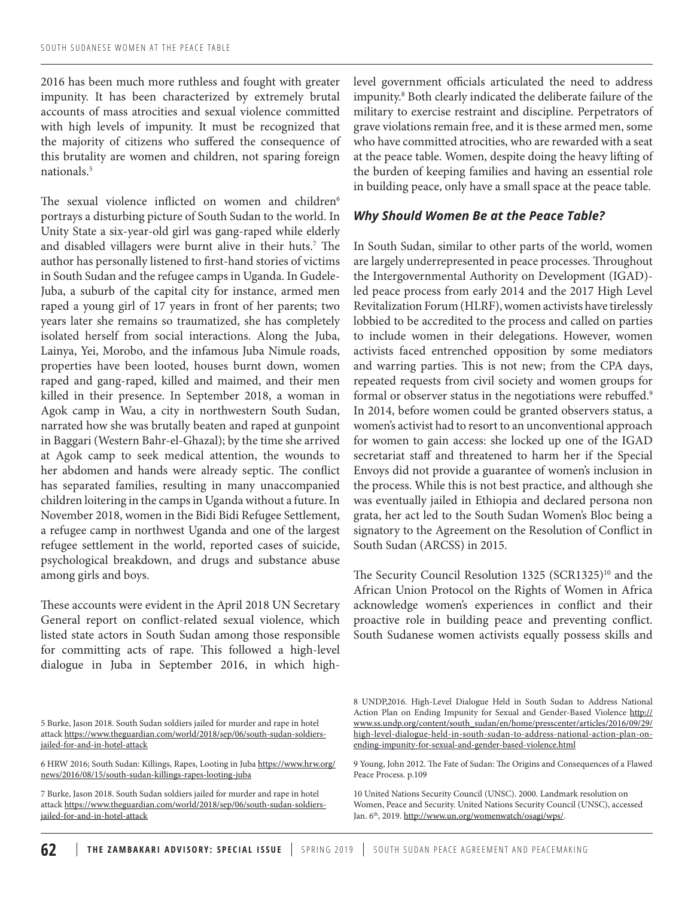2016 has been much more ruthless and fought with greater impunity. It has been characterized by extremely brutal accounts of mass atrocities and sexual violence committed with high levels of impunity. It must be recognized that the majority of citizens who suffered the consequence of this brutality are women and children, not sparing foreign nationals.[5]

The sexual violence inflicted on women and children[6] portrays a disturbing picture of South Sudan to the world. In Unity State a six-year-old girl was gang-raped while elderly and disabled villagers were burnt alive in their huts.[7] The author has personally listened to first-hand stories of victims in South Sudan and the refugee camps in Uganda. In Gudele-Juba, a suburb of the capital city for instance, armed men raped a young girl of 17 years in front of her parents; two years later she remains so traumatized, she has completely isolated herself from social interactions. Along the Juba, Lainya, Yei, Morobo, and the infamous Juba Nimule roads, properties have been looted, houses burnt down, women raped and gang-raped, killed and maimed, and their men killed in their presence. In September 2018, a woman in Agok camp in Wau, a city in northwestern South Sudan, narrated how she was brutally beaten and raped at gunpoint in Baggari (Western Bahr-el-Ghazal); by the time she arrived at Agok camp to seek medical attention, the wounds to her abdomen and hands were already septic. The conflict has separated families, resulting in many unaccompanied children loitering in the camps in Uganda without a future. In November 2018, women in the Bidi Bidi Refugee Settlement, a refugee camp in northwest Uganda and one of the largest refugee settlement in the world, reported cases of suicide, psychological breakdown, and drugs and substance abuse among girls and boys.

These accounts were evident in the April 2018 UN Secretary General report on conflict-related sexual violence, which listed state actors in South Sudan among those responsible for committing acts of rape. This followed a high-level dialogue in Juba in September 2016, in which high-level government officials articulated the need to address impunity.[8] Both clearly indicated the deliberate failure of the military to exercise restraint and discipline. Perpetrators of grave violations remain free, and it is these armed men, some who have committed atrocities, who are rewarded with a seat at the peace table. Women, despite doing the heavy lifting of the burden of keeping families and having an essential role in building peace, only have a small space at the peace table.

### *Why Should Women Be at the Peace Table?*

In South Sudan, similar to other parts of the world, women are largely underrepresented in peace processes. Throughout the Intergovernmental Authority on Development (IGAD)-led peace process from early 2014 and the 2017 High Level Revitalization Forum (HLRF), women activists have tirelessly lobbied to be accredited to the process and called on parties to include women in their delegations. However, women activists faced entrenched opposition by some mediators and warring parties. This is not new; from the CPA days, repeated requests from civil society and women groups for formal or observer status in the negotiations were rebuffed.[9] In 2014, before women could be granted observers status, a women's activist had to resort to an unconventional approach for women to gain access: she locked up one of the IGAD secretariat staff and threatened to harm her if the Special Envoys did not provide a guarantee of women's inclusion in the process. While this is not best practice, and although she was eventually jailed in Ethiopia and declared persona non grata, her act led to the South Sudan Women's Bloc being a signatory to the Agreement on the Resolution of Conflict in South Sudan (ARCSS) in 2015.

The Security Council Resolution 1325 (SCR1325)[10] and the African Union Protocol on the Rights of Women in Africa acknowledge women's experiences in conflict and their proactive role in building peace and preventing conflict. South Sudanese women activists equally possess skills and

---

5 Burke, Jason 2018. South Sudan soldiers jailed for murder and rape in hotel attack https://www.theguardian.com/world/2018/sep/06/south-sudan-soldiers-jailed-for-and-in-hotel-attack

6 HRW 2016; South Sudan: Killings, Rapes, Looting in Juba https://www.hrw.org/news/2016/08/15/south-sudan-killings-rapes-looting-juba

7 Burke, Jason 2018. South Sudan soldiers jailed for murder and rape in hotel attack https://www.theguardian.com/world/2018/sep/06/south-sudan-soldiers-jailed-for-and-in-hotel-attack

8 UNDP,2016. High-Level Dialogue Held in South Sudan to Address National Action Plan on Ending Impunity for Sexual and Gender-Based Violence http://www.ss.undp.org/content/south_sudan/en/home/presscenter/articles/2016/09/29/high-level-dialogue-held-in-south-sudan-to-address-national-action-plan-on-ending-impunity-for-sexual-and-gender-based-violence.html

9 Young, John 2012. The Fate of Sudan: The Origins and Consequences of a Flawed Peace Process. p.109

10 United Nations Security Council (UNSC). 2000. Landmark resolution on Women, Peace and Security. United Nations Security Council (UNSC), accessed Jan. 6th, 2019. http://www.un.org/womenwatch/osagi/wps/.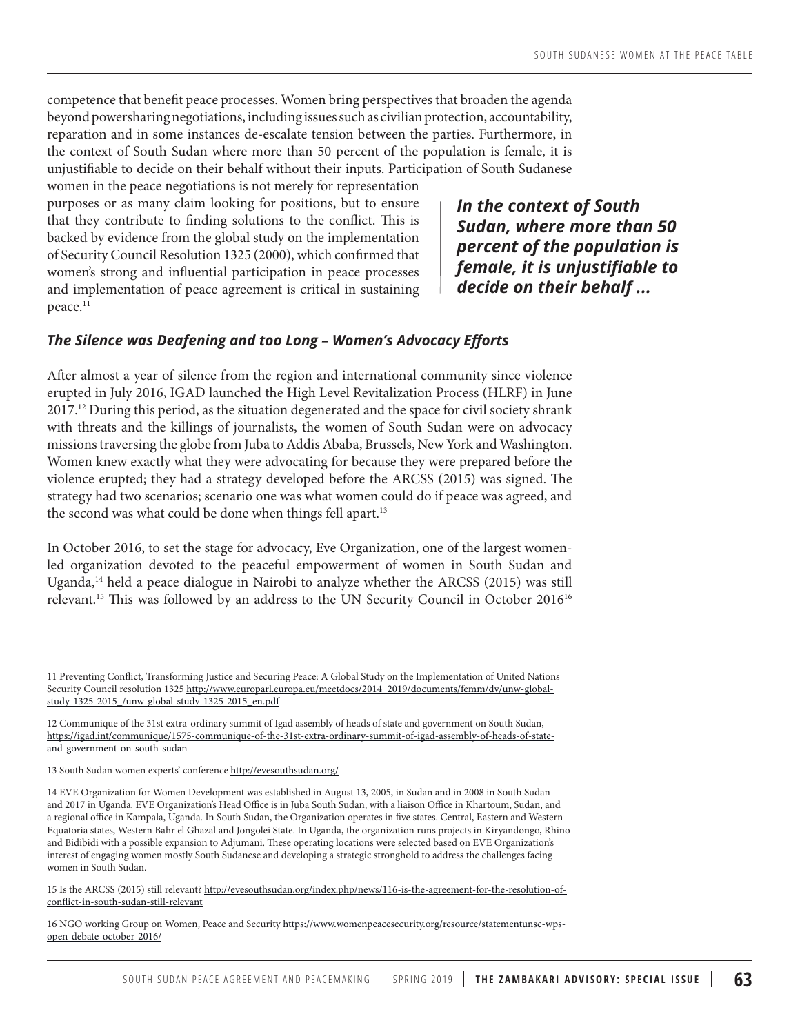competence that benefit peace processes. Women bring perspectives that broaden the agenda beyond powersharing negotiations, including issues such as civilian protection, accountability, reparation and in some instances de-escalate tension between the parties. Furthermore, in the context of South Sudan where more than 50 percent of the population is female, it is unjustifiable to decide on their behalf without their inputs. Participation of South Sudanese women in the peace negotiations is not merely for representation purposes or as many claim looking for positions, but to ensure that they contribute to finding solutions to the conflict. This is backed by evidence from the global study on the implementation of Security Council Resolution 1325 (2000), which confirmed that women's strong and influential participation in peace processes and implementation of peace agreement is critical in sustaining peace.[11]

> ***In the context of South Sudan, where more than 50 percent of the population is female, it is unjustifiable to decide on their behalf ...***

### *The Silence was Deafening and too Long – Women's Advocacy Efforts*

After almost a year of silence from the region and international community since violence erupted in July 2016, IGAD launched the High Level Revitalization Process (HLRF) in June 2017.[12] During this period, as the situation degenerated and the space for civil society shrank with threats and the killings of journalists, the women of South Sudan were on advocacy missions traversing the globe from Juba to Addis Ababa, Brussels, New York and Washington. Women knew exactly what they were advocating for because they were prepared before the violence erupted; they had a strategy developed before the ARCSS (2015) was signed. The strategy had two scenarios; scenario one was what women could do if peace was agreed, and the second was what could be done when things fell apart.[13]

In October 2016, to set the stage for advocacy, Eve Organization, one of the largest women-led organization devoted to the peaceful empowerment of women in South Sudan and Uganda,[14] held a peace dialogue in Nairobi to analyze whether the ARCSS (2015) was still relevant.[15] This was followed by an address to the UN Security Council in October 2016[16]

---

11 Preventing Conflict, Transforming Justice and Securing Peace: A Global Study on the Implementation of United Nations Security Council resolution 1325 http://www.europarl.europa.eu/meetdocs/2014_2019/documents/femm/dv/unw-global-study-1325-2015_/unw-global-study-1325-2015_en.pdf

12 Communique of the 31st extra-ordinary summit of Igad assembly of heads of state and government on South Sudan, https://igad.int/communique/1575-communique-of-the-31st-extra-ordinary-summit-of-igad-assembly-of-heads-of-state-and-government-on-south-sudan

13 South Sudan women experts' conference http://evesouthsudan.org/

14 EVE Organization for Women Development was established in August 13, 2005, in Sudan and in 2008 in South Sudan and 2017 in Uganda. EVE Organization's Head Office is in Juba South Sudan, with a liaison Office in Khartoum, Sudan, and a regional office in Kampala, Uganda. In South Sudan, the Organization operates in five states. Central, Eastern and Western Equatoria states, Western Bahr el Ghazal and Jongolei State. In Uganda, the organization runs projects in Kiryandongo, Rhino and Bidibidi with a possible expansion to Adjumani. These operating locations were selected based on EVE Organization's interest of engaging women mostly South Sudanese and developing a strategic stronghold to address the challenges facing women in South Sudan.

15 Is the ARCSS (2015) still relevant? http://evesouthsudan.org/index.php/news/116-is-the-agreement-for-the-resolution-of-conflict-in-south-sudan-still-relevant

16 NGO working Group on Women, Peace and Security https://www.womenpeacesecurity.org/resource/statementunsc-wps-open-debate-october-2016/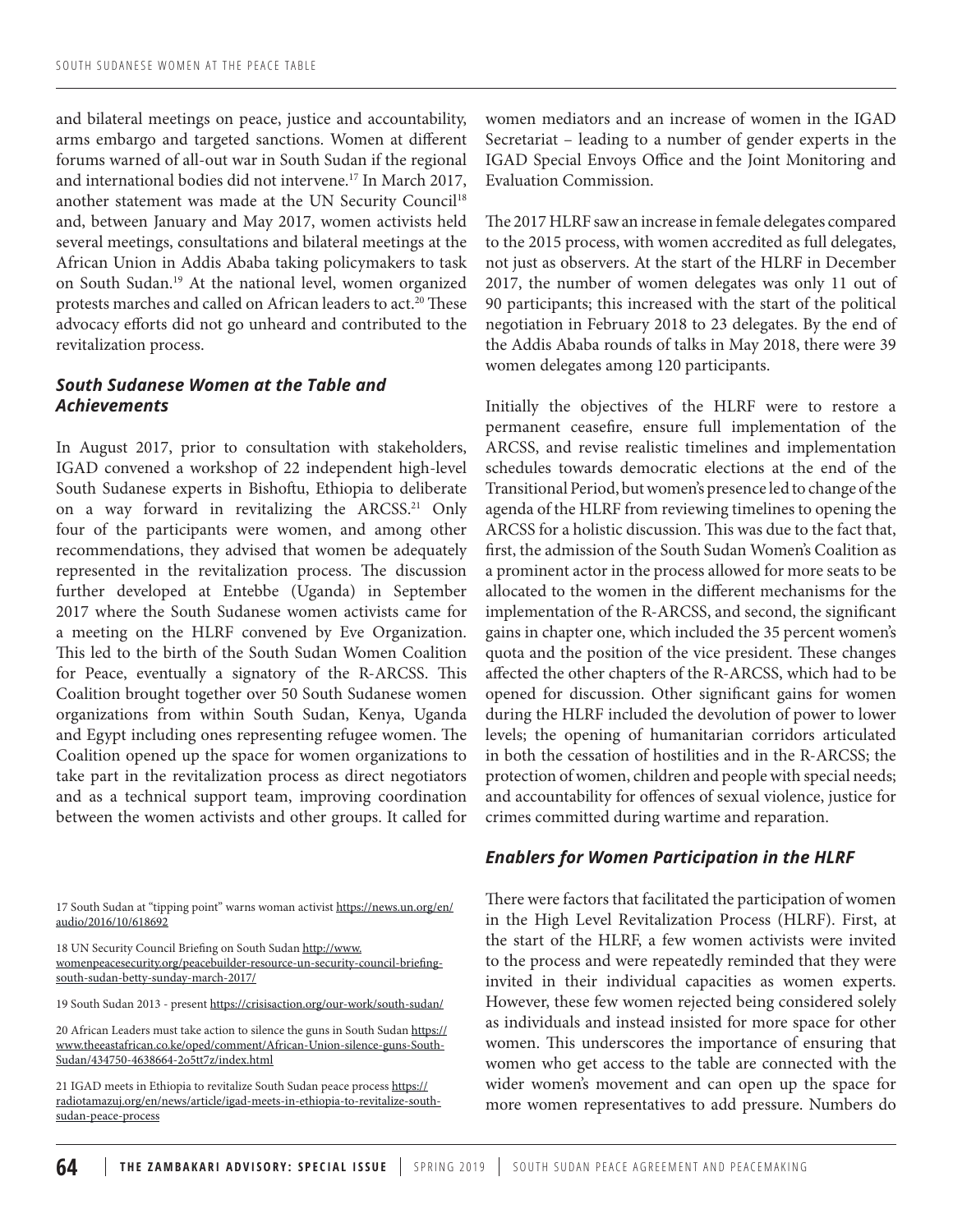and bilateral meetings on peace, justice and accountability, arms embargo and targeted sanctions. Women at different forums warned of all-out war in South Sudan if the regional and international bodies did not intervene.[17] In March 2017, another statement was made at the UN Security Council[18] and, between January and May 2017, women activists held several meetings, consultations and bilateral meetings at the African Union in Addis Ababa taking policymakers to task on South Sudan.[19] At the national level, women organized protests marches and called on African leaders to act.[20] These advocacy efforts did not go unheard and contributed to the revitalization process.

### *South Sudanese Women at the Table and Achievements*

In August 2017, prior to consultation with stakeholders, IGAD convened a workshop of 22 independent high-level South Sudanese experts in Bishoftu, Ethiopia to deliberate on a way forward in revitalizing the ARCSS.[21] Only four of the participants were women, and among other recommendations, they advised that women be adequately represented in the revitalization process. The discussion further developed at Entebbe (Uganda) in September 2017 where the South Sudanese women activists came for a meeting on the HLRF convened by Eve Organization. This led to the birth of the South Sudan Women Coalition for Peace, eventually a signatory of the R-ARCSS. This Coalition brought together over 50 South Sudanese women organizations from within South Sudan, Kenya, Uganda and Egypt including ones representing refugee women. The Coalition opened up the space for women organizations to take part in the revitalization process as direct negotiators and as a technical support team, improving coordination between the women activists and other groups. It called for women mediators and an increase of women in the IGAD Secretariat – leading to a number of gender experts in the IGAD Special Envoys Office and the Joint Monitoring and Evaluation Commission.

The 2017 HLRF saw an increase in female delegates compared to the 2015 process, with women accredited as full delegates, not just as observers. At the start of the HLRF in December 2017, the number of women delegates was only 11 out of 90 participants; this increased with the start of the political negotiation in February 2018 to 23 delegates. By the end of the Addis Ababa rounds of talks in May 2018, there were 39 women delegates among 120 participants.

Initially the objectives of the HLRF were to restore a permanent ceasefire, ensure full implementation of the ARCSS, and revise realistic timelines and implementation schedules towards democratic elections at the end of the Transitional Period, but women's presence led to change of the agenda of the HLRF from reviewing timelines to opening the ARCSS for a holistic discussion. This was due to the fact that, first, the admission of the South Sudan Women's Coalition as a prominent actor in the process allowed for more seats to be allocated to the women in the different mechanisms for the implementation of the R-ARCSS, and second, the significant gains in chapter one, which included the 35 percent women's quota and the position of the vice president. These changes affected the other chapters of the R-ARCSS, which had to be opened for discussion. Other significant gains for women during the HLRF included the devolution of power to lower levels; the opening of humanitarian corridors articulated in both the cessation of hostilities and in the R-ARCSS; the protection of women, children and people with special needs; and accountability for offences of sexual violence, justice for crimes committed during wartime and reparation.

### *Enablers for Women Participation in the HLRF*

There were factors that facilitated the participation of women in the High Level Revitalization Process (HLRF). First, at the start of the HLRF, a few women activists were invited to the process and were repeatedly reminded that they were invited in their individual capacities as women experts. However, these few women rejected being considered solely as individuals and instead insisted for more space for other women. This underscores the importance of ensuring that women who get access to the table are connected with the wider women's movement and can open up the space for more women representatives to add pressure. Numbers do

---

17 South Sudan at "tipping point" warns woman activist https://news.un.org/en/audio/2016/10/618692

18 UN Security Council Briefing on South Sudan http://www.womenpeacesecurity.org/peacebuilder-resource-un-security-council-briefing-south-sudan-betty-sunday-march-2017/

19 South Sudan 2013 - present https://crisisaction.org/our-work/south-sudan/

20 African Leaders must take action to silence the guns in South Sudan https://www.theeastafrican.co.ke/oped/comment/African-Union-silence-guns-South-Sudan/434750-4638664-2o5tt7z/index.html

21 IGAD meets in Ethiopia to revitalize South Sudan peace process https://radiotamazuj.org/en/news/article/igad-meets-in-ethiopia-to-revitalize-south-sudan-peace-process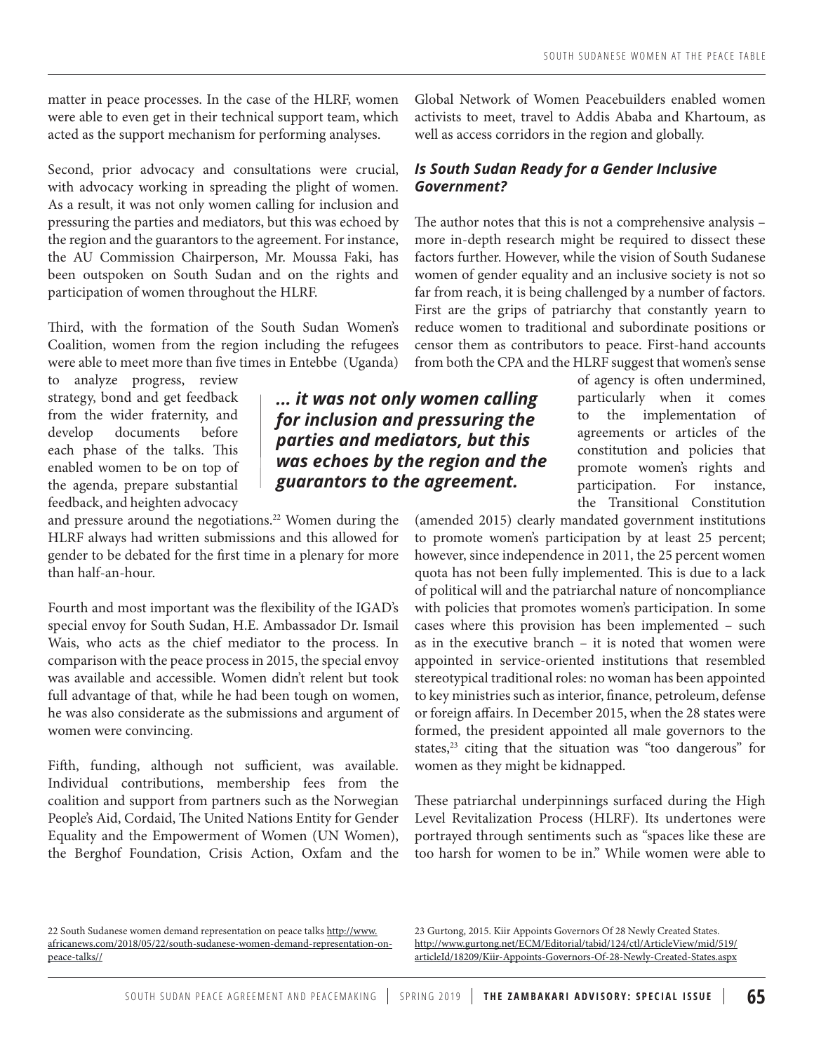matter in peace processes. In the case of the HLRF, women were able to even get in their technical support team, which acted as the support mechanism for performing analyses.

Second, prior advocacy and consultations were crucial, with advocacy working in spreading the plight of women. As a result, it was not only women calling for inclusion and pressuring the parties and mediators, but this was echoed by the region and the guarantors to the agreement. For instance, the AU Commission Chairperson, Mr. Moussa Faki, has been outspoken on South Sudan and on the rights and participation of women throughout the HLRF.

Third, with the formation of the South Sudan Women's Coalition, women from the region including the refugees were able to meet more than five times in Entebbe (Uganda) to analyze progress, review strategy, bond and get feedback from the wider fraternity, and develop documents before each phase of the talks. This enabled women to be on top of the agenda, prepare substantial feedback, and heighten advocacy and pressure around the negotiations.[22] Women during the HLRF always had written submissions and this allowed for gender to be debated for the first time in a plenary for more than half-an-hour.

> ***... it was not only women calling for inclusion and pressuring the parties and mediators, but this was echoes by the region and the guarantors to the agreement.***

Fourth and most important was the flexibility of the IGAD's special envoy for South Sudan, H.E. Ambassador Dr. Ismail Wais, who acts as the chief mediator to the process. In comparison with the peace process in 2015, the special envoy was available and accessible. Women didn't relent but took full advantage of that, while he had been tough on women, he was also considerate as the submissions and argument of women were convincing.

Fifth, funding, although not sufficient, was available. Individual contributions, membership fees from the coalition and support from partners such as the Norwegian People's Aid, Cordaid, The United Nations Entity for Gender Equality and the Empowerment of Women (UN Women), the Berghof Foundation, Crisis Action, Oxfam and the Global Network of Women Peacebuilders enabled women activists to meet, travel to Addis Ababa and Khartoum, as well as access corridors in the region and globally.

### *Is South Sudan Ready for a Gender Inclusive Government?*

The author notes that this is not a comprehensive analysis – more in-depth research might be required to dissect these factors further. However, while the vision of South Sudanese women of gender equality and an inclusive society is not so far from reach, it is being challenged by a number of factors. First are the grips of patriarchy that constantly yearn to reduce women to traditional and subordinate positions or censor them as contributors to peace. First-hand accounts from both the CPA and the HLRF suggest that women's sense of agency is often undermined, particularly when it comes to the implementation of agreements or articles of the constitution and policies that promote women's rights and participation. For instance, the Transitional Constitution (amended 2015) clearly mandated government institutions to promote women's participation by at least 25 percent; however, since independence in 2011, the 25 percent women quota has not been fully implemented. This is due to a lack of political will and the patriarchal nature of noncompliance with policies that promotes women's participation. In some cases where this provision has been implemented – such as in the executive branch – it is noted that women were appointed in service-oriented institutions that resembled stereotypical traditional roles: no woman has been appointed to key ministries such as interior, finance, petroleum, defense or foreign affairs. In December 2015, when the 28 states were formed, the president appointed all male governors to the states,[23] citing that the situation was "too dangerous" for women as they might be kidnapped.

These patriarchal underpinnings surfaced during the High Level Revitalization Process (HLRF). Its undertones were portrayed through sentiments such as "spaces like these are too harsh for women to be in." While women were able to

---

22 South Sudanese women demand representation on peace talks http://www.africanews.com/2018/05/22/south-sudanese-women-demand-representation-on-peace-talks//

23 Gurtong, 2015. Kiir Appoints Governors Of 28 Newly Created States. http://www.gurtong.net/ECM/Editorial/tabid/124/ctl/ArticleView/mid/519/articleId/18209/Kiir-Appoints-Governors-Of-28-Newly-Created-States.aspx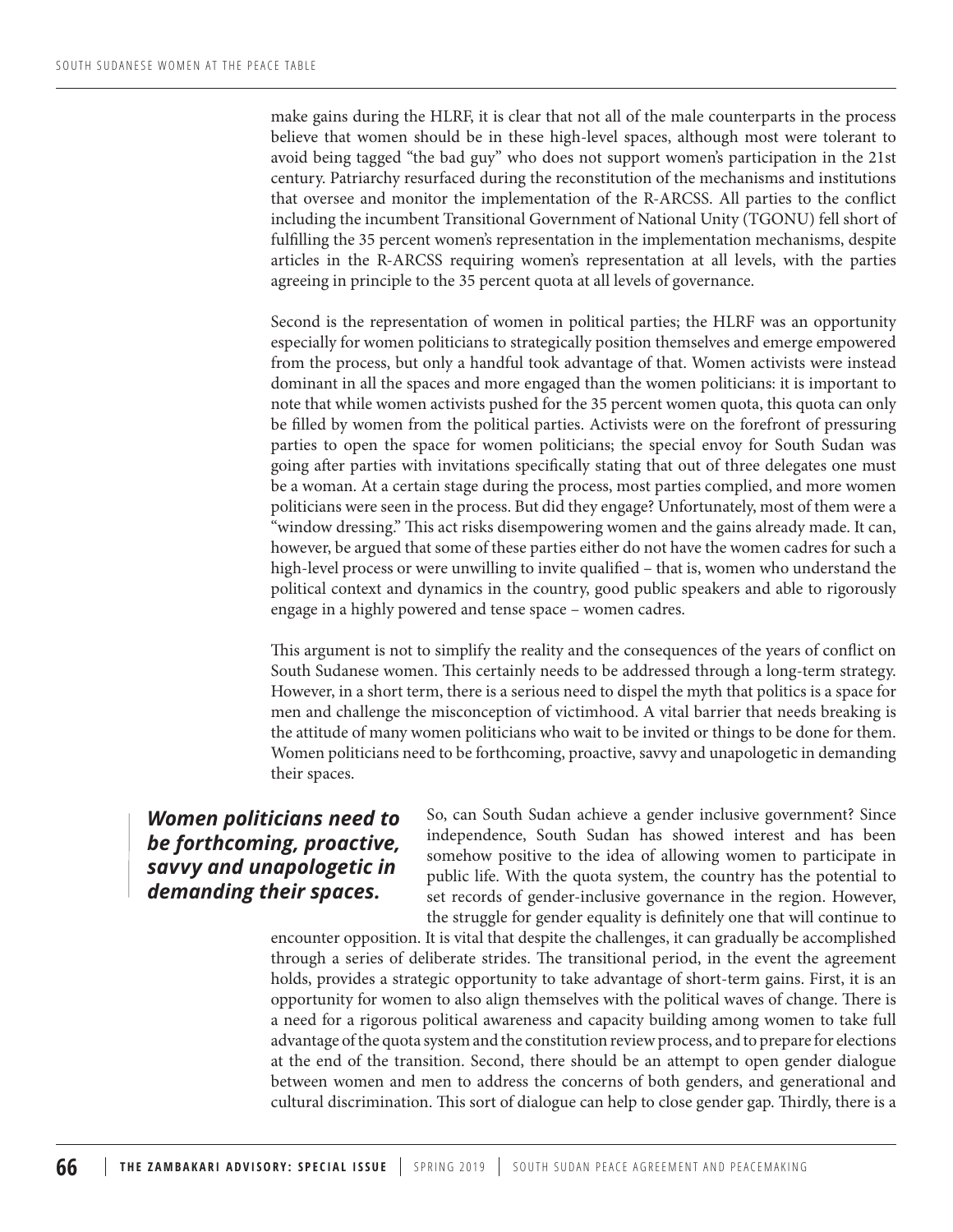make gains during the HLRF, it is clear that not all of the male counterparts in the process believe that women should be in these high-level spaces, although most were tolerant to avoid being tagged "the bad guy" who does not support women's participation in the 21st century. Patriarchy resurfaced during the reconstitution of the mechanisms and institutions that oversee and monitor the implementation of the R-ARCSS. All parties to the conflict including the incumbent Transitional Government of National Unity (TGONU) fell short of fulfilling the 35 percent women's representation in the implementation mechanisms, despite articles in the R-ARCSS requiring women's representation at all levels, with the parties agreeing in principle to the 35 percent quota at all levels of governance.

Second is the representation of women in political parties; the HLRF was an opportunity especially for women politicians to strategically position themselves and emerge empowered from the process, but only a handful took advantage of that. Women activists were instead dominant in all the spaces and more engaged than the women politicians: it is important to note that while women activists pushed for the 35 percent women quota, this quota can only be filled by women from the political parties. Activists were on the forefront of pressuring parties to open the space for women politicians; the special envoy for South Sudan was going after parties with invitations specifically stating that out of three delegates one must be a woman. At a certain stage during the process, most parties complied, and more women politicians were seen in the process. But did they engage? Unfortunately, most of them were a "window dressing." This act risks disempowering women and the gains already made. It can, however, be argued that some of these parties either do not have the women cadres for such a high-level process or were unwilling to invite qualified – that is, women who understand the political context and dynamics in the country, good public speakers and able to rigorously engage in a highly powered and tense space – women cadres.

This argument is not to simplify the reality and the consequences of the years of conflict on South Sudanese women. This certainly needs to be addressed through a long-term strategy. However, in a short term, there is a serious need to dispel the myth that politics is a space for men and challenge the misconception of victimhood. A vital barrier that needs breaking is the attitude of many women politicians who wait to be invited or things to be done for them. Women politicians need to be forthcoming, proactive, savvy and unapologetic in demanding their spaces.

> ***Women politicians need to be forthcoming, proactive, savvy and unapologetic in demanding their spaces.***

So, can South Sudan achieve a gender inclusive government? Since independence, South Sudan has showed interest and has been somehow positive to the idea of allowing women to participate in public life. With the quota system, the country has the potential to set records of gender-inclusive governance in the region. However, the struggle for gender equality is definitely one that will continue to encounter opposition. It is vital that despite the challenges, it can gradually be accomplished through a series of deliberate strides. The transitional period, in the event the agreement holds, provides a strategic opportunity to take advantage of short-term gains. First, it is an opportunity for women to also align themselves with the political waves of change. There is a need for a rigorous political awareness and capacity building among women to take full advantage of the quota system and the constitution review process, and to prepare for elections at the end of the transition. Second, there should be an attempt to open gender dialogue between women and men to address the concerns of both genders, and generational and cultural discrimination. This sort of dialogue can help to close gender gap. Thirdly, there is a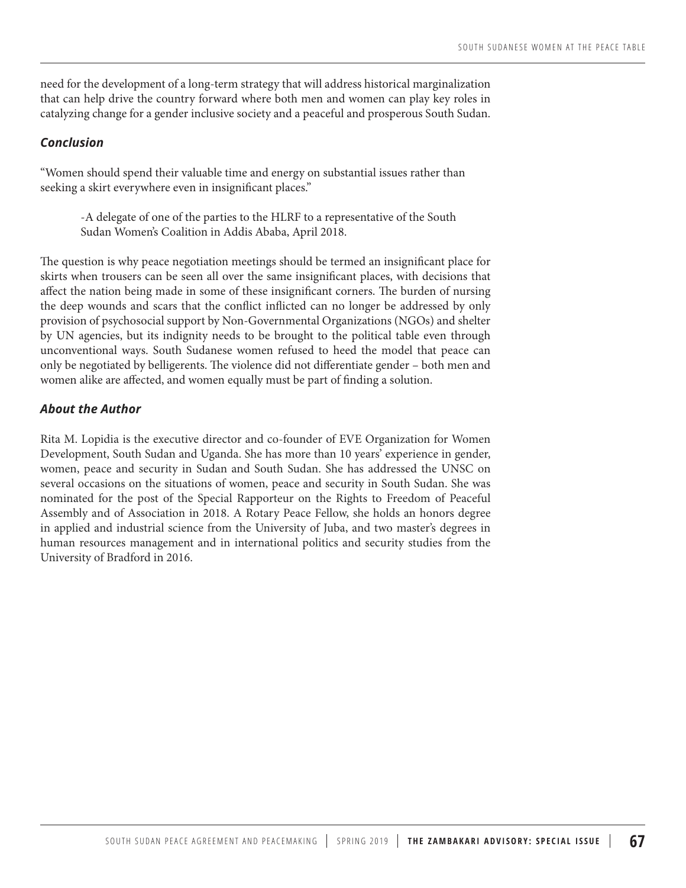need for the development of a long-term strategy that will address historical marginalization that can help drive the country forward where both men and women can play key roles in catalyzing change for a gender inclusive society and a peaceful and prosperous South Sudan.

### *Conclusion*

"Women should spend their valuable time and energy on substantial issues rather than seeking a skirt everywhere even in insignificant places."

> -A delegate of one of the parties to the HLRF to a representative of the South Sudan Women's Coalition in Addis Ababa, April 2018.

The question is why peace negotiation meetings should be termed an insignificant place for skirts when trousers can be seen all over the same insignificant places, with decisions that affect the nation being made in some of these insignificant corners. The burden of nursing the deep wounds and scars that the conflict inflicted can no longer be addressed by only provision of psychosocial support by Non-Governmental Organizations (NGOs) and shelter by UN agencies, but its indignity needs to be brought to the political table even through unconventional ways. South Sudanese women refused to heed the model that peace can only be negotiated by belligerents. The violence did not differentiate gender – both men and women alike are affected, and women equally must be part of finding a solution.

### *About the Author*

Rita M. Lopidia is the executive director and co-founder of EVE Organization for Women Development, South Sudan and Uganda. She has more than 10 years' experience in gender, women, peace and security in Sudan and South Sudan. She has addressed the UNSC on several occasions on the situations of women, peace and security in South Sudan. She was nominated for the post of the Special Rapporteur on the Rights to Freedom of Peaceful Assembly and of Association in 2018. A Rotary Peace Fellow, she holds an honors degree in applied and industrial science from the University of Juba, and two master's degrees in human resources management and in international politics and security studies from the University of Bradford in 2016.